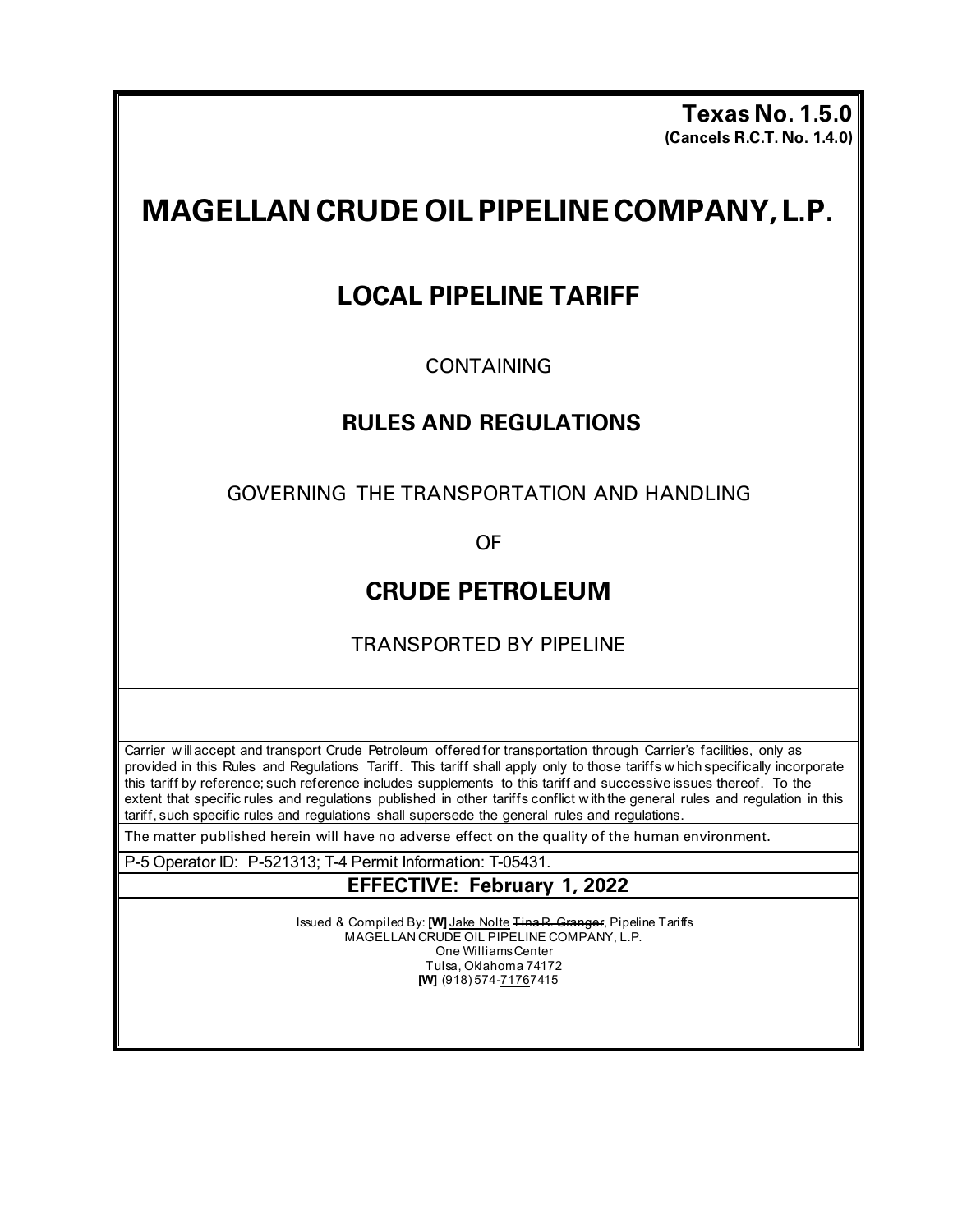**Texas No. 1.5.0**
**(Cancels R.C.T. No. 1.4.0)**

# MAGELLAN CRUDE OIL PIPELINE COMPANY, L.P.

## LOCAL PIPELINE TARIFF

CONTAINING

## RULES AND REGULATIONS

GOVERNING THE TRANSPORTATION AND HANDLING

OF

## CRUDE PETROLEUM

TRANSPORTED BY PIPELINE

Carrier will accept and transport Crude Petroleum offered for transportation through Carrier's facilities, only as provided in this Rules and Regulations Tariff. This tariff shall apply only to those tariffs which specifically incorporate this tariff by reference; such reference includes supplements to this tariff and successive issues thereof. To the extent that specific rules and regulations published in other tariffs conflict with the general rules and regulation in this tariff, such specific rules and regulations shall supersede the general rules and regulations.

The matter published herein will have no adverse effect on the quality of the human environment.

P-5 Operator ID: P-521313; T-4 Permit Information: T-05431.

**EFFECTIVE: February 1, 2022**

Issued & Compiled By: **[W]** Jake Nolte ~~Tina R. Granger~~, Pipeline Tariffs
MAGELLAN CRUDE OIL PIPELINE COMPANY, L.P.
One Williams Center
Tulsa, Oklahoma 74172
**[W]** (918) 574-7176~~7415~~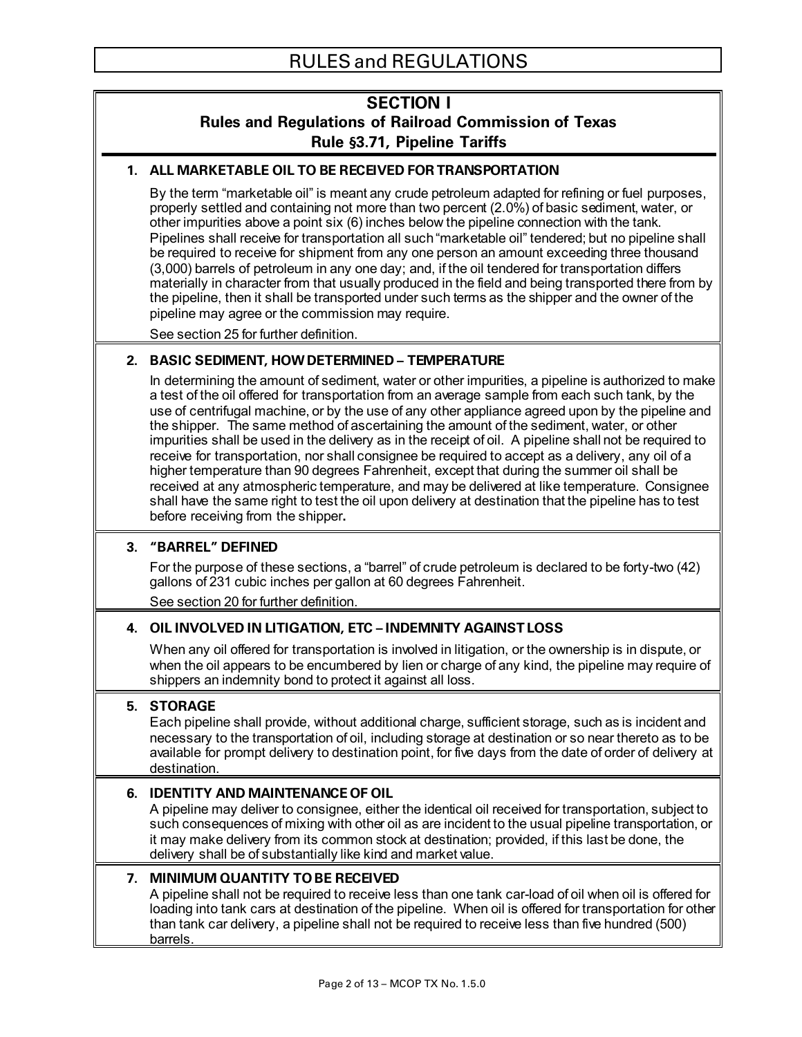# RULES and REGULATIONS

## SECTION I
## Rules and Regulations of Railroad Commission of Texas
## Rule §3.71, Pipeline Tariffs

### 1. ALL MARKETABLE OIL TO BE RECEIVED FOR TRANSPORTATION

By the term "marketable oil" is meant any crude petroleum adapted for refining or fuel purposes, properly settled and containing not more than two percent (2.0%) of basic sediment, water, or other impurities above a point six (6) inches below the pipeline connection with the tank. Pipelines shall receive for transportation all such "marketable oil" tendered; but no pipeline shall be required to receive for shipment from any one person an amount exceeding three thousand (3,000) barrels of petroleum in any one day; and, if the oil tendered for transportation differs materially in character from that usually produced in the field and being transported there from by the pipeline, then it shall be transported under such terms as the shipper and the owner of the pipeline may agree or the commission may require.

See section 25 for further definition.

### 2. BASIC SEDIMENT, HOW DETERMINED – TEMPERATURE

In determining the amount of sediment, water or other impurities, a pipeline is authorized to make a test of the oil offered for transportation from an average sample from each such tank, by the use of centrifugal machine, or by the use of any other appliance agreed upon by the pipeline and the shipper. The same method of ascertaining the amount of the sediment, water, or other impurities shall be used in the delivery as in the receipt of oil. A pipeline shall not be required to receive for transportation, nor shall consignee be required to accept as a delivery, any oil of a higher temperature than 90 degrees Fahrenheit, except that during the summer oil shall be received at any atmospheric temperature, and may be delivered at like temperature. Consignee shall have the same right to test the oil upon delivery at destination that the pipeline has to test before receiving from the shipper.

### 3. "BARREL" DEFINED

For the purpose of these sections, a "barrel" of crude petroleum is declared to be forty-two (42) gallons of 231 cubic inches per gallon at 60 degrees Fahrenheit.

See section 20 for further definition.

### 4. OIL INVOLVED IN LITIGATION, ETC – INDEMNITY AGAINST LOSS

When any oil offered for transportation is involved in litigation, or the ownership is in dispute, or when the oil appears to be encumbered by lien or charge of any kind, the pipeline may require of shippers an indemnity bond to protect it against all loss.

### 5. STORAGE

Each pipeline shall provide, without additional charge, sufficient storage, such as is incident and necessary to the transportation of oil, including storage at destination or so near thereto as to be available for prompt delivery to destination point, for five days from the date of order of delivery at destination.

### 6. IDENTITY AND MAINTENANCE OF OIL

A pipeline may deliver to consignee, either the identical oil received for transportation, subject to such consequences of mixing with other oil as are incident to the usual pipeline transportation, or it may make delivery from its common stock at destination; provided, if this last be done, the delivery shall be of substantially like kind and market value.

### 7. MINIMUM QUANTITY TO BE RECEIVED

A pipeline shall not be required to receive less than one tank car-load of oil when oil is offered for loading into tank cars at destination of the pipeline. When oil is offered for transportation for other than tank car delivery, a pipeline shall not be required to receive less than five hundred (500) barrels.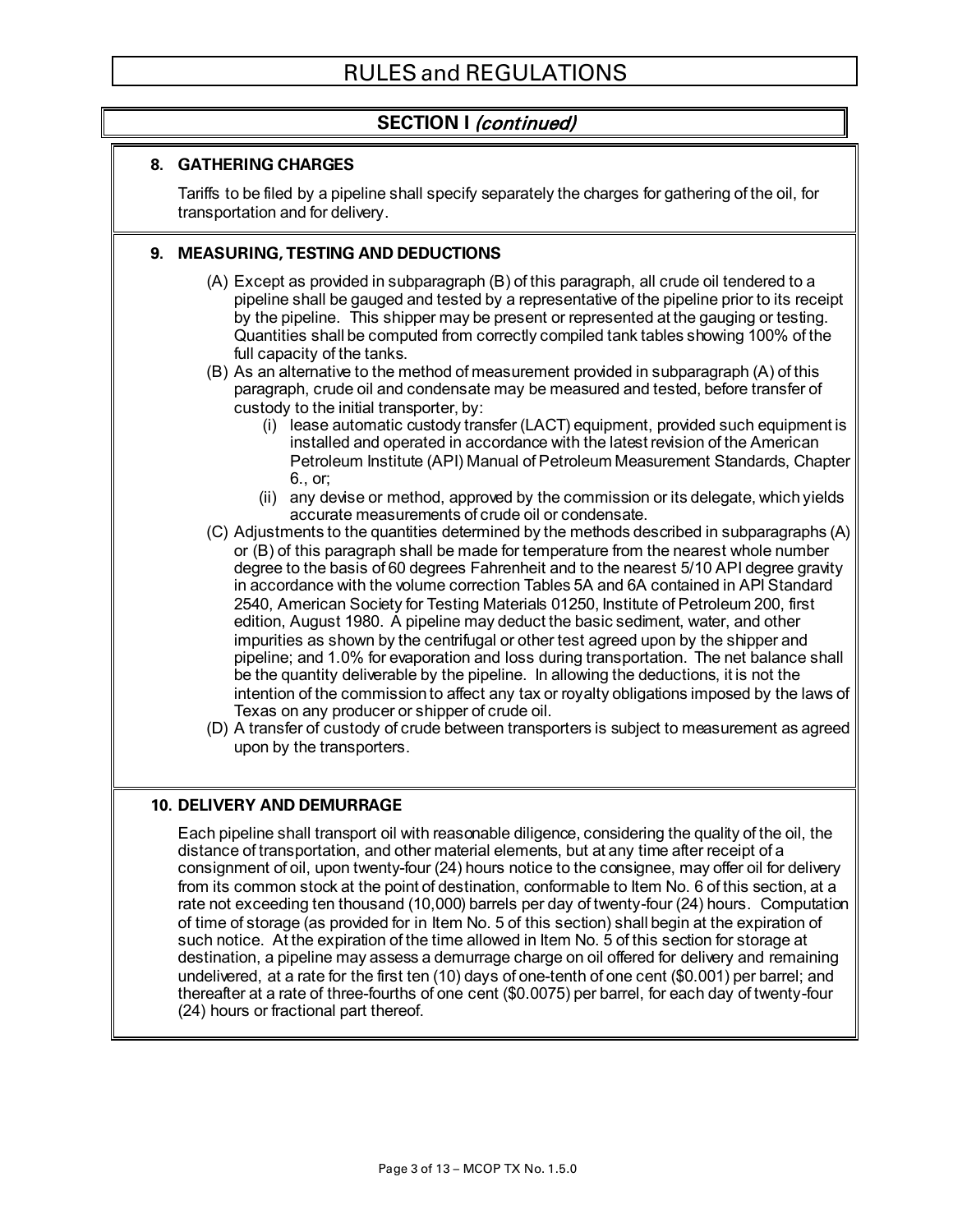# RULES and REGULATIONS

## SECTION I *(continued)*

### 8. GATHERING CHARGES

Tariffs to be filed by a pipeline shall specify separately the charges for gathering of the oil, for transportation and for delivery.

### 9. MEASURING, TESTING AND DEDUCTIONS

(A) Except as provided in subparagraph (B) of this paragraph, all crude oil tendered to a pipeline shall be gauged and tested by a representative of the pipeline prior to its receipt by the pipeline. This shipper may be present or represented at the gauging or testing. Quantities shall be computed from correctly compiled tank tables showing 100% of the full capacity of the tanks.

(B) As an alternative to the method of measurement provided in subparagraph (A) of this paragraph, crude oil and condensate may be measured and tested, before transfer of custody to the initial transporter, by:

- (i) lease automatic custody transfer (LACT) equipment, provided such equipment is installed and operated in accordance with the latest revision of the American Petroleum Institute (API) Manual of Petroleum Measurement Standards, Chapter 6., or;
- (ii) any devise or method, approved by the commission or its delegate, which yields accurate measurements of crude oil or condensate.

(C) Adjustments to the quantities determined by the methods described in subparagraphs (A) or (B) of this paragraph shall be made for temperature from the nearest whole number degree to the basis of 60 degrees Fahrenheit and to the nearest 5/10 API degree gravity in accordance with the volume correction Tables 5A and 6A contained in API Standard 2540, American Society for Testing Materials 01250, Institute of Petroleum 200, first edition, August 1980. A pipeline may deduct the basic sediment, water, and other impurities as shown by the centrifugal or other test agreed upon by the shipper and pipeline; and 1.0% for evaporation and loss during transportation. The net balance shall be the quantity deliverable by the pipeline. In allowing the deductions, it is not the intention of the commission to affect any tax or royalty obligations imposed by the laws of Texas on any producer or shipper of crude oil.

(D) A transfer of custody of crude between transporters is subject to measurement as agreed upon by the transporters.

### 10. DELIVERY AND DEMURRAGE

Each pipeline shall transport oil with reasonable diligence, considering the quality of the oil, the distance of transportation, and other material elements, but at any time after receipt of a consignment of oil, upon twenty-four (24) hours notice to the consignee, may offer oil for delivery from its common stock at the point of destination, conformable to Item No. 6 of this section, at a rate not exceeding ten thousand (10,000) barrels per day of twenty-four (24) hours. Computation of time of storage (as provided for in Item No. 5 of this section) shall begin at the expiration of such notice. At the expiration of the time allowed in Item No. 5 of this section for storage at destination, a pipeline may assess a demurrage charge on oil offered for delivery and remaining undelivered, at a rate for the first ten (10) days of one-tenth of one cent ($0.001) per barrel; and thereafter at a rate of three-fourths of one cent ($0.0075) per barrel, for each day of twenty-four (24) hours or fractional part thereof.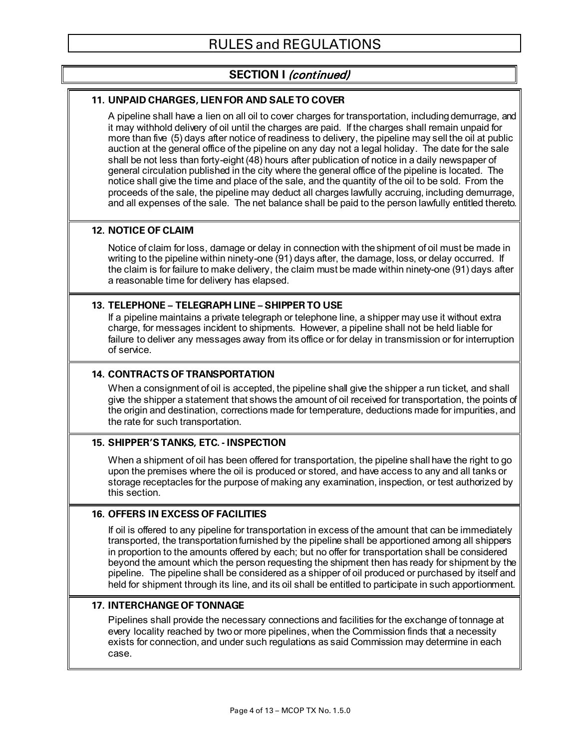# RULES and REGULATIONS

## SECTION I *(continued)*

### 11. UNPAID CHARGES, LIEN FOR AND SALE TO COVER

A pipeline shall have a lien on all oil to cover charges for transportation, including demurrage, and it may withhold delivery of oil until the charges are paid. If the charges shall remain unpaid for more than five (5) days after notice of readiness to delivery, the pipeline may sell the oil at public auction at the general office of the pipeline on any day not a legal holiday. The date for the sale shall be not less than forty-eight (48) hours after publication of notice in a daily newspaper of general circulation published in the city where the general office of the pipeline is located. The notice shall give the time and place of the sale, and the quantity of the oil to be sold. From the proceeds of the sale, the pipeline may deduct all charges lawfully accruing, including demurrage, and all expenses of the sale. The net balance shall be paid to the person lawfully entitled thereto.

### 12. NOTICE OF CLAIM

Notice of claim for loss, damage or delay in connection with the shipment of oil must be made in writing to the pipeline within ninety-one (91) days after, the damage, loss, or delay occurred. If the claim is for failure to make delivery, the claim must be made within ninety-one (91) days after a reasonable time for delivery has elapsed.

### 13. TELEPHONE – TELEGRAPH LINE – SHIPPER TO USE

If a pipeline maintains a private telegraph or telephone line, a shipper may use it without extra charge, for messages incident to shipments. However, a pipeline shall not be held liable for failure to deliver any messages away from its office or for delay in transmission or for interruption of service.

### 14. CONTRACTS OF TRANSPORTATION

When a consignment of oil is accepted, the pipeline shall give the shipper a run ticket, and shall give the shipper a statement that shows the amount of oil received for transportation, the points of the origin and destination, corrections made for temperature, deductions made for impurities, and the rate for such transportation.

### 15. SHIPPER'S TANKS, ETC. - INSPECTION

When a shipment of oil has been offered for transportation, the pipeline shall have the right to go upon the premises where the oil is produced or stored, and have access to any and all tanks or storage receptacles for the purpose of making any examination, inspection, or test authorized by this section.

### 16. OFFERS IN EXCESS OF FACILITIES

If oil is offered to any pipeline for transportation in excess of the amount that can be immediately transported, the transportation furnished by the pipeline shall be apportioned among all shippers in proportion to the amounts offered by each; but no offer for transportation shall be considered beyond the amount which the person requesting the shipment then has ready for shipment by the pipeline. The pipeline shall be considered as a shipper of oil produced or purchased by itself and held for shipment through its line, and its oil shall be entitled to participate in such apportionment.

### 17. INTERCHANGE OF TONNAGE

Pipelines shall provide the necessary connections and facilities for the exchange of tonnage at every locality reached by two or more pipelines, when the Commission finds that a necessity exists for connection, and under such regulations as said Commission may determine in each case.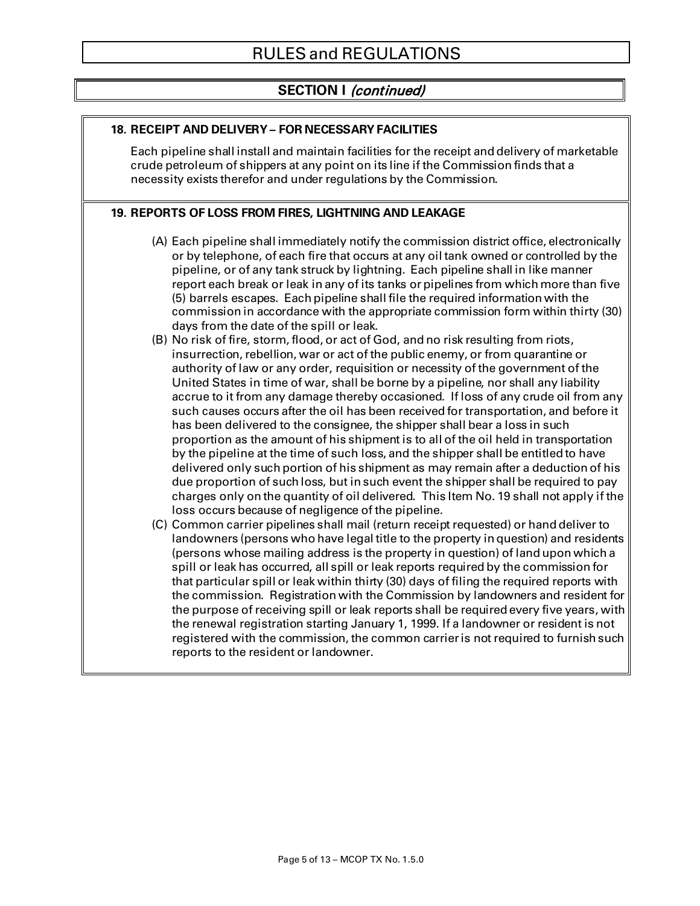# RULES and REGULATIONS

## SECTION I *(continued)*

**18. RECEIPT AND DELIVERY – FOR NECESSARY FACILITIES**

Each pipeline shall install and maintain facilities for the receipt and delivery of marketable crude petroleum of shippers at any point on its line if the Commission finds that a necessity exists therefor and under regulations by the Commission.

**19. REPORTS OF LOSS FROM FIRES, LIGHTNING AND LEAKAGE**

(A) Each pipeline shall immediately notify the commission district office, electronically or by telephone, of each fire that occurs at any oil tank owned or controlled by the pipeline, or of any tank struck by lightning. Each pipeline shall in like manner report each break or leak in any of its tanks or pipelines from which more than five (5) barrels escapes. Each pipeline shall file the required information with the commission in accordance with the appropriate commission form within thirty (30) days from the date of the spill or leak.

(B) No risk of fire, storm, flood, or act of God, and no risk resulting from riots, insurrection, rebellion, war or act of the public enemy, or from quarantine or authority of law or any order, requisition or necessity of the government of the United States in time of war, shall be borne by a pipeline, nor shall any liability accrue to it from any damage thereby occasioned. If loss of any crude oil from any such causes occurs after the oil has been received for transportation, and before it has been delivered to the consignee, the shipper shall bear a loss in such proportion as the amount of his shipment is to all of the oil held in transportation by the pipeline at the time of such loss, and the shipper shall be entitled to have delivered only such portion of his shipment as may remain after a deduction of his due proportion of such loss, but in such event the shipper shall be required to pay charges only on the quantity of oil delivered. This Item No. 19 shall not apply if the loss occurs because of negligence of the pipeline.

(C) Common carrier pipelines shall mail (return receipt requested) or hand deliver to landowners (persons who have legal title to the property in question) and residents (persons whose mailing address is the property in question) of land upon which a spill or leak has occurred, all spill or leak reports required by the commission for that particular spill or leak within thirty (30) days of filing the required reports with the commission. Registration with the Commission by landowners and resident for the purpose of receiving spill or leak reports shall be required every five years, with the renewal registration starting January 1, 1999. If a landowner or resident is not registered with the commission, the common carrier is not required to furnish such reports to the resident or landowner.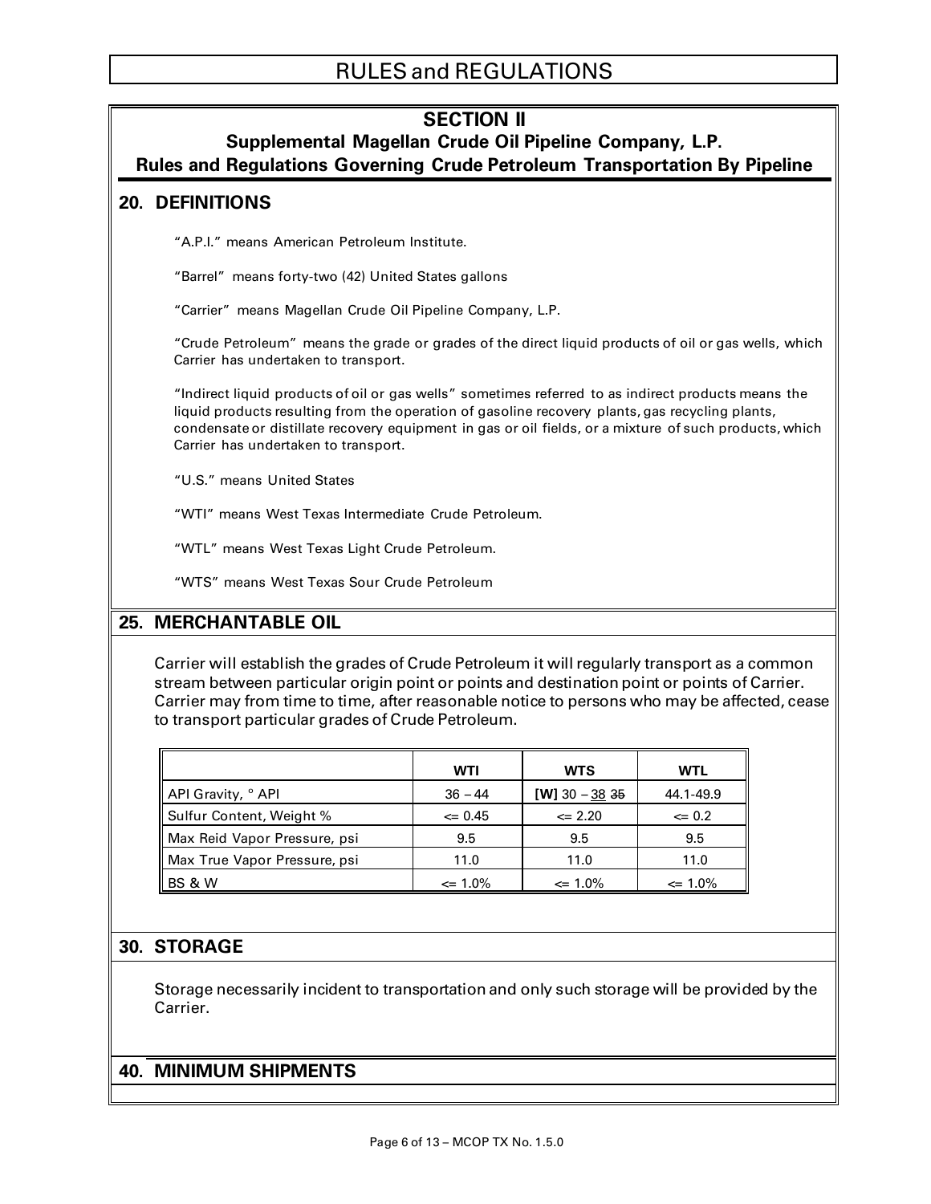# RULES and REGULATIONS

## SECTION II

### Supplemental Magellan Crude Oil Pipeline Company, L.P.

### Rules and Regulations Governing Crude Petroleum Transportation By Pipeline

## 20. DEFINITIONS

"A.P.I." means American Petroleum Institute.

"Barrel" means forty-two (42) United States gallons

"Carrier" means Magellan Crude Oil Pipeline Company, L.P.

"Crude Petroleum" means the grade or grades of the direct liquid products of oil or gas wells, which Carrier has undertaken to transport.

"Indirect liquid products of oil or gas wells" sometimes referred to as indirect products means the liquid products resulting from the operation of gasoline recovery plants, gas recycling plants, condensate or distillate recovery equipment in gas or oil fields, or a mixture of such products, which Carrier has undertaken to transport.

"U.S." means United States

"WTI" means West Texas Intermediate Crude Petroleum.

"WTL" means West Texas Light Crude Petroleum.

"WTS" means West Texas Sour Crude Petroleum

## 25. MERCHANTABLE OIL

Carrier will establish the grades of Crude Petroleum it will regularly transport as a common stream between particular origin point or points and destination point or points of Carrier. Carrier may from time to time, after reasonable notice to persons who may be affected, cease to transport particular grades of Crude Petroleum.

| | WTI | WTS | WTL |
|---|---|---|---|
| API Gravity, ° API | 36 – 44 | **[W]** 30 – <u>38</u> ~~35~~ | 44.1-49.9 |
| Sulfur Content, Weight % | <= 0.45 | <= 2.20 | <= 0.2 |
| Max Reid Vapor Pressure, psi | 9.5 | 9.5 | 9.5 |
| Max True Vapor Pressure, psi | 11.0 | 11.0 | 11.0 |
| BS & W | <= 1.0% | <= 1.0% | <= 1.0% |

## 30. STORAGE

Storage necessarily incident to transportation and only such storage will be provided by the Carrier.

## 40. MINIMUM SHIPMENTS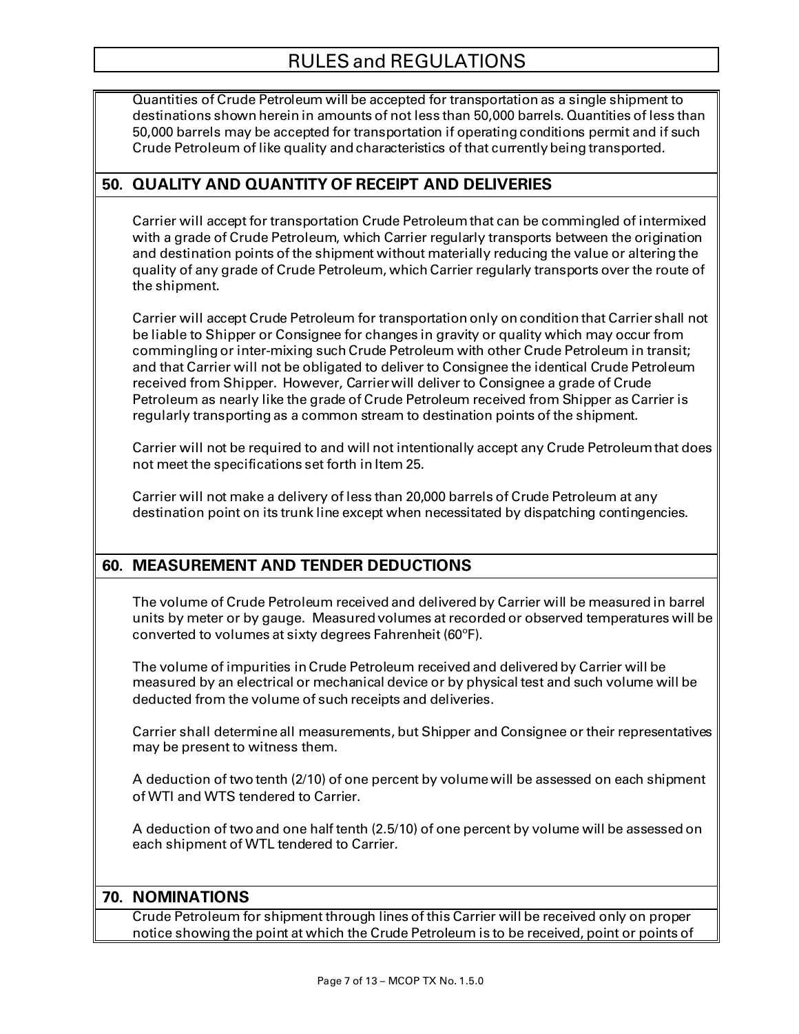# RULES and REGULATIONS

Quantities of Crude Petroleum will be accepted for transportation as a single shipment to destinations shown herein in amounts of not less than 50,000 barrels. Quantities of less than 50,000 barrels may be accepted for transportation if operating conditions permit and if such Crude Petroleum of like quality and characteristics of that currently being transported.

## 50. QUALITY AND QUANTITY OF RECEIPT AND DELIVERIES

Carrier will accept for transportation Crude Petroleum that can be commingled of intermixed with a grade of Crude Petroleum, which Carrier regularly transports between the origination and destination points of the shipment without materially reducing the value or altering the quality of any grade of Crude Petroleum, which Carrier regularly transports over the route of the shipment.

Carrier will accept Crude Petroleum for transportation only on condition that Carrier shall not be liable to Shipper or Consignee for changes in gravity or quality which may occur from commingling or inter-mixing such Crude Petroleum with other Crude Petroleum in transit; and that Carrier will not be obligated to deliver to Consignee the identical Crude Petroleum received from Shipper. However, Carrier will deliver to Consignee a grade of Crude Petroleum as nearly like the grade of Crude Petroleum received from Shipper as Carrier is regularly transporting as a common stream to destination points of the shipment.

Carrier will not be required to and will not intentionally accept any Crude Petroleum that does not meet the specifications set forth in Item 25.

Carrier will not make a delivery of less than 20,000 barrels of Crude Petroleum at any destination point on its trunk line except when necessitated by dispatching contingencies.

## 60. MEASUREMENT AND TENDER DEDUCTIONS

The volume of Crude Petroleum received and delivered by Carrier will be measured in barrel units by meter or by gauge. Measured volumes at recorded or observed temperatures will be converted to volumes at sixty degrees Fahrenheit (60°F).

The volume of impurities in Crude Petroleum received and delivered by Carrier will be measured by an electrical or mechanical device or by physical test and such volume will be deducted from the volume of such receipts and deliveries.

Carrier shall determine all measurements, but Shipper and Consignee or their representatives may be present to witness them.

A deduction of two tenth (2/10) of one percent by volume will be assessed on each shipment of WTI and WTS tendered to Carrier.

A deduction of two and one half tenth (2.5/10) of one percent by volume will be assessed on each shipment of WTL tendered to Carrier.

## 70. NOMINATIONS

Crude Petroleum for shipment through lines of this Carrier will be received only on proper notice showing the point at which the Crude Petroleum is to be received, point or points of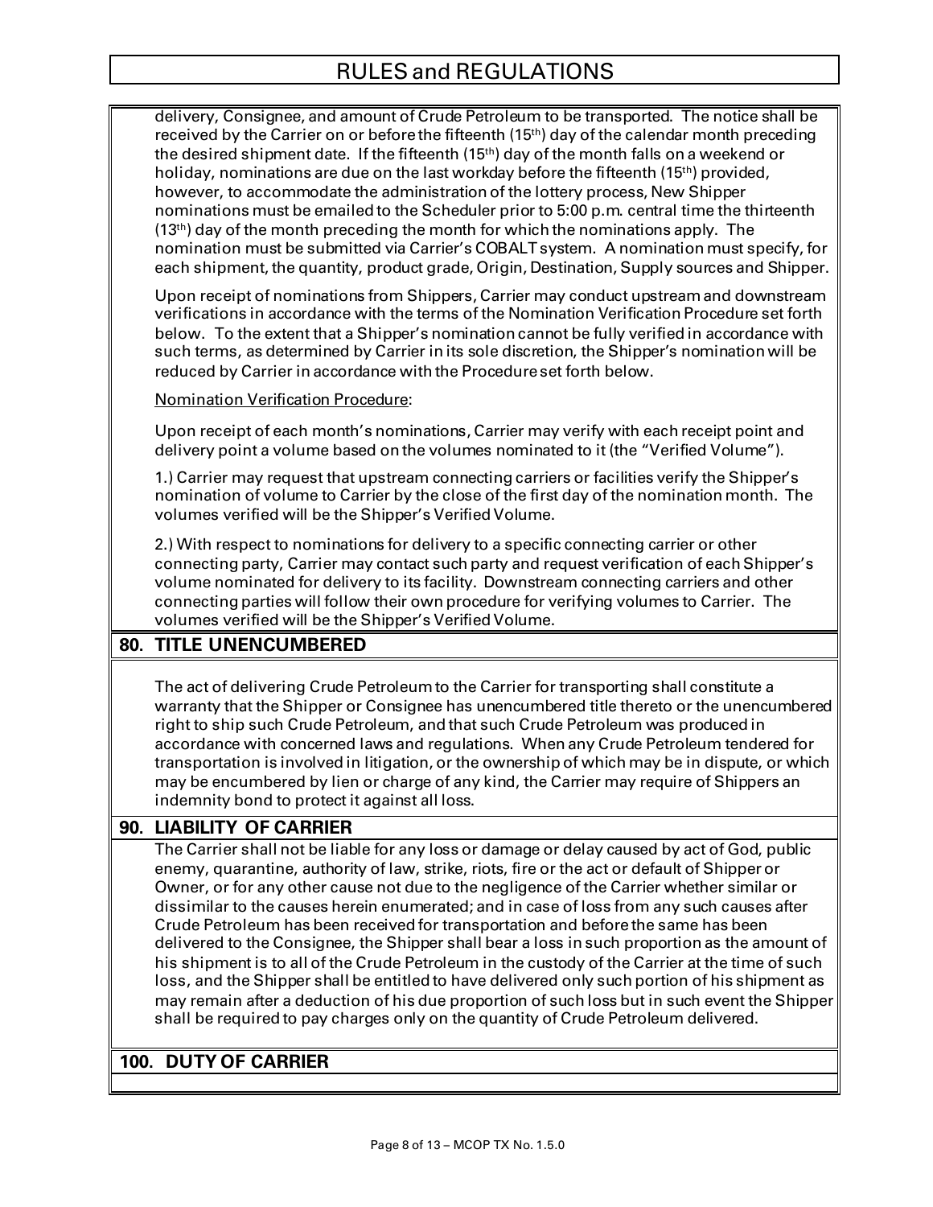delivery, Consignee, and amount of Crude Petroleum to be transported. The notice shall be received by the Carrier on or before the fifteenth (15th) day of the calendar month preceding the desired shipment date. If the fifteenth (15th) day of the month falls on a weekend or holiday, nominations are due on the last workday before the fifteenth (15th) provided, however, to accommodate the administration of the lottery process, New Shipper nominations must be emailed to the Scheduler prior to 5:00 p.m. central time the thirteenth (13th) day of the month preceding the month for which the nominations apply. The nomination must be submitted via Carrier's COBALT system. A nomination must specify, for each shipment, the quantity, product grade, Origin, Destination, Supply sources and Shipper.

Upon receipt of nominations from Shippers, Carrier may conduct upstream and downstream verifications in accordance with the terms of the Nomination Verification Procedure set forth below. To the extent that a Shipper's nomination cannot be fully verified in accordance with such terms, as determined by Carrier in its sole discretion, the Shipper's nomination will be reduced by Carrier in accordance with the Procedure set forth below.

Nomination Verification Procedure:

Upon receipt of each month's nominations, Carrier may verify with each receipt point and delivery point a volume based on the volumes nominated to it (the "Verified Volume").

1.) Carrier may request that upstream connecting carriers or facilities verify the Shipper's nomination of volume to Carrier by the close of the first day of the nomination month. The volumes verified will be the Shipper's Verified Volume.

2.) With respect to nominations for delivery to a specific connecting carrier or other connecting party, Carrier may contact such party and request verification of each Shipper's volume nominated for delivery to its facility. Downstream connecting carriers and other connecting parties will follow their own procedure for verifying volumes to Carrier. The volumes verified will be the Shipper's Verified Volume.

## 80. TITLE UNENCUMBERED

The act of delivering Crude Petroleum to the Carrier for transporting shall constitute a warranty that the Shipper or Consignee has unencumbered title thereto or the unencumbered right to ship such Crude Petroleum, and that such Crude Petroleum was produced in accordance with concerned laws and regulations. When any Crude Petroleum tendered for transportation is involved in litigation, or the ownership of which may be in dispute, or which may be encumbered by lien or charge of any kind, the Carrier may require of Shippers an indemnity bond to protect it against all loss.

## 90. LIABILITY OF CARRIER

The Carrier shall not be liable for any loss or damage or delay caused by act of God, public enemy, quarantine, authority of law, strike, riots, fire or the act or default of Shipper or Owner, or for any other cause not due to the negligence of the Carrier whether similar or dissimilar to the causes herein enumerated; and in case of loss from any such causes after Crude Petroleum has been received for transportation and before the same has been delivered to the Consignee, the Shipper shall bear a loss in such proportion as the amount of his shipment is to all of the Crude Petroleum in the custody of the Carrier at the time of such loss, and the Shipper shall be entitled to have delivered only such portion of his shipment as may remain after a deduction of his due proportion of such loss but in such event the Shipper shall be required to pay charges only on the quantity of Crude Petroleum delivered.

## 100. DUTY OF CARRIER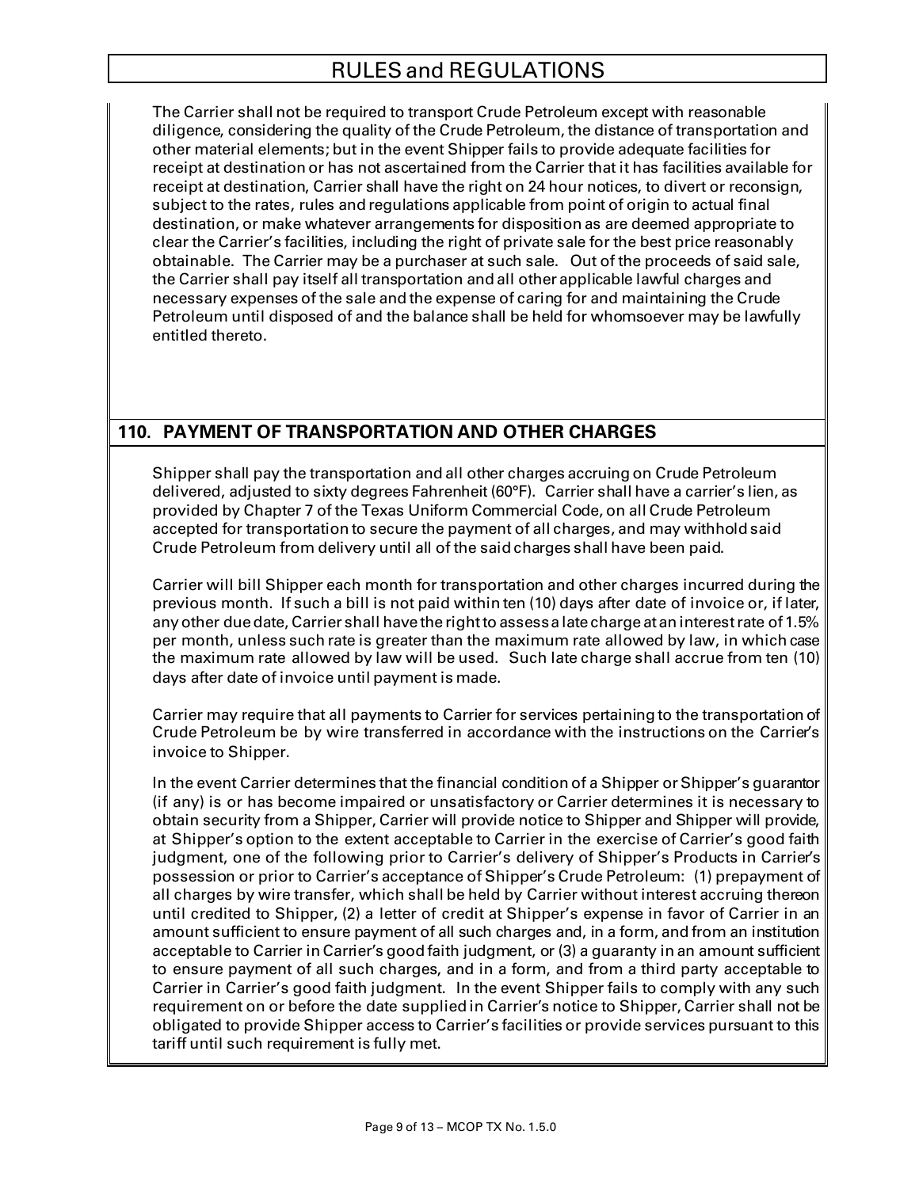The Carrier shall not be required to transport Crude Petroleum except with reasonable diligence, considering the quality of the Crude Petroleum, the distance of transportation and other material elements; but in the event Shipper fails to provide adequate facilities for receipt at destination or has not ascertained from the Carrier that it has facilities available for receipt at destination, Carrier shall have the right on 24 hour notices, to divert or reconsign, subject to the rates, rules and regulations applicable from point of origin to actual final destination, or make whatever arrangements for disposition as are deemed appropriate to clear the Carrier's facilities, including the right of private sale for the best price reasonably obtainable. The Carrier may be a purchaser at such sale. Out of the proceeds of said sale, the Carrier shall pay itself all transportation and all other applicable lawful charges and necessary expenses of the sale and the expense of caring for and maintaining the Crude Petroleum until disposed of and the balance shall be held for whomsoever may be lawfully entitled thereto.

## 110. PAYMENT OF TRANSPORTATION AND OTHER CHARGES

Shipper shall pay the transportation and all other charges accruing on Crude Petroleum delivered, adjusted to sixty degrees Fahrenheit (60°F). Carrier shall have a carrier's lien, as provided by Chapter 7 of the Texas Uniform Commercial Code, on all Crude Petroleum accepted for transportation to secure the payment of all charges, and may withhold said Crude Petroleum from delivery until all of the said charges shall have been paid.

Carrier will bill Shipper each month for transportation and other charges incurred during the previous month. If such a bill is not paid within ten (10) days after date of invoice or, if later, any other due date, Carrier shall have the right to assess a late charge at an interest rate of 1.5% per month, unless such rate is greater than the maximum rate allowed by law, in which case the maximum rate allowed by law will be used. Such late charge shall accrue from ten (10) days after date of invoice until payment is made.

Carrier may require that all payments to Carrier for services pertaining to the transportation of Crude Petroleum be by wire transferred in accordance with the instructions on the Carrier's invoice to Shipper.

In the event Carrier determines that the financial condition of a Shipper or Shipper's guarantor (if any) is or has become impaired or unsatisfactory or Carrier determines it is necessary to obtain security from a Shipper, Carrier will provide notice to Shipper and Shipper will provide, at Shipper's option to the extent acceptable to Carrier in the exercise of Carrier's good faith judgment, one of the following prior to Carrier's delivery of Shipper's Products in Carrier's possession or prior to Carrier's acceptance of Shipper's Crude Petroleum: (1) prepayment of all charges by wire transfer, which shall be held by Carrier without interest accruing thereon until credited to Shipper, (2) a letter of credit at Shipper's expense in favor of Carrier in an amount sufficient to ensure payment of all such charges and, in a form, and from an institution acceptable to Carrier in Carrier's good faith judgment, or (3) a guaranty in an amount sufficient to ensure payment of all such charges, and in a form, and from a third party acceptable to Carrier in Carrier's good faith judgment. In the event Shipper fails to comply with any such requirement on or before the date supplied in Carrier's notice to Shipper, Carrier shall not be obligated to provide Shipper access to Carrier's facilities or provide services pursuant to this tariff until such requirement is fully met.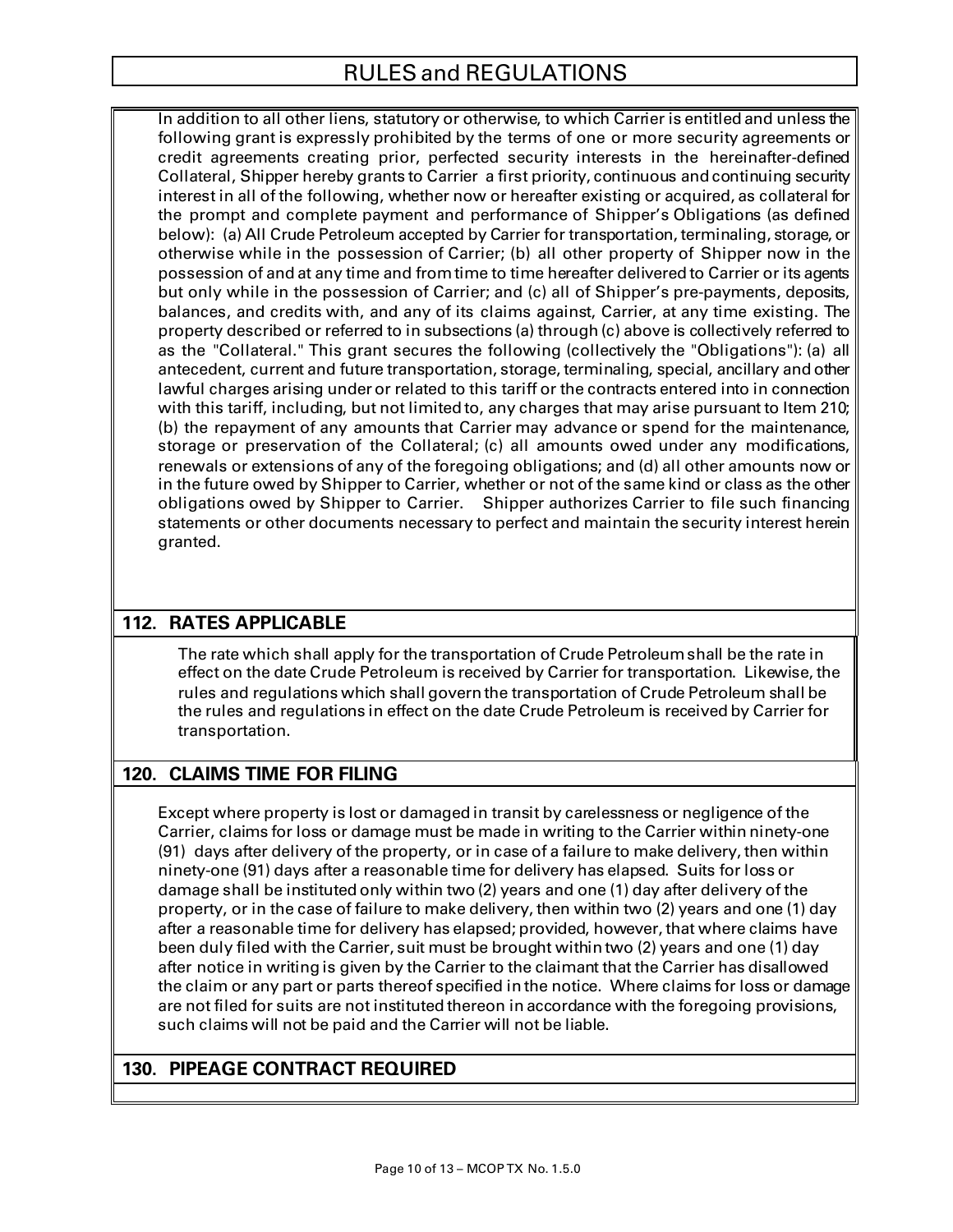In addition to all other liens, statutory or otherwise, to which Carrier is entitled and unless the following grant is expressly prohibited by the terms of one or more security agreements or credit agreements creating prior, perfected security interests in the hereinafter-defined Collateral, Shipper hereby grants to Carrier a first priority, continuous and continuing security interest in all of the following, whether now or hereafter existing or acquired, as collateral for the prompt and complete payment and performance of Shipper's Obligations (as defined below): (a) All Crude Petroleum accepted by Carrier for transportation, terminaling, storage, or otherwise while in the possession of Carrier; (b) all other property of Shipper now in the possession of and at any time and from time to time hereafter delivered to Carrier or its agents but only while in the possession of Carrier; and (c) all of Shipper's pre-payments, deposits, balances, and credits with, and any of its claims against, Carrier, at any time existing. The property described or referred to in subsections (a) through (c) above is collectively referred to as the "Collateral." This grant secures the following (collectively the "Obligations"): (a) all antecedent, current and future transportation, storage, terminaling, special, ancillary and other lawful charges arising under or related to this tariff or the contracts entered into in connection with this tariff, including, but not limited to, any charges that may arise pursuant to Item 210; (b) the repayment of any amounts that Carrier may advance or spend for the maintenance, storage or preservation of the Collateral; (c) all amounts owed under any modifications, renewals or extensions of any of the foregoing obligations; and (d) all other amounts now or in the future owed by Shipper to Carrier, whether or not of the same kind or class as the other obligations owed by Shipper to Carrier. Shipper authorizes Carrier to file such financing statements or other documents necessary to perfect and maintain the security interest herein granted.

## 112. RATES APPLICABLE

The rate which shall apply for the transportation of Crude Petroleum shall be the rate in effect on the date Crude Petroleum is received by Carrier for transportation. Likewise, the rules and regulations which shall govern the transportation of Crude Petroleum shall be the rules and regulations in effect on the date Crude Petroleum is received by Carrier for transportation.

## 120. CLAIMS TIME FOR FILING

Except where property is lost or damaged in transit by carelessness or negligence of the Carrier, claims for loss or damage must be made in writing to the Carrier within ninety-one (91) days after delivery of the property, or in case of a failure to make delivery, then within ninety-one (91) days after a reasonable time for delivery has elapsed. Suits for loss or damage shall be instituted only within two (2) years and one (1) day after delivery of the property, or in the case of failure to make delivery, then within two (2) years and one (1) day after a reasonable time for delivery has elapsed; provided, however, that where claims have been duly filed with the Carrier, suit must be brought within two (2) years and one (1) day after notice in writing is given by the Carrier to the claimant that the Carrier has disallowed the claim or any part or parts thereof specified in the notice. Where claims for loss or damage are not filed for suits are not instituted thereon in accordance with the foregoing provisions, such claims will not be paid and the Carrier will not be liable.

## 130. PIPEAGE CONTRACT REQUIRED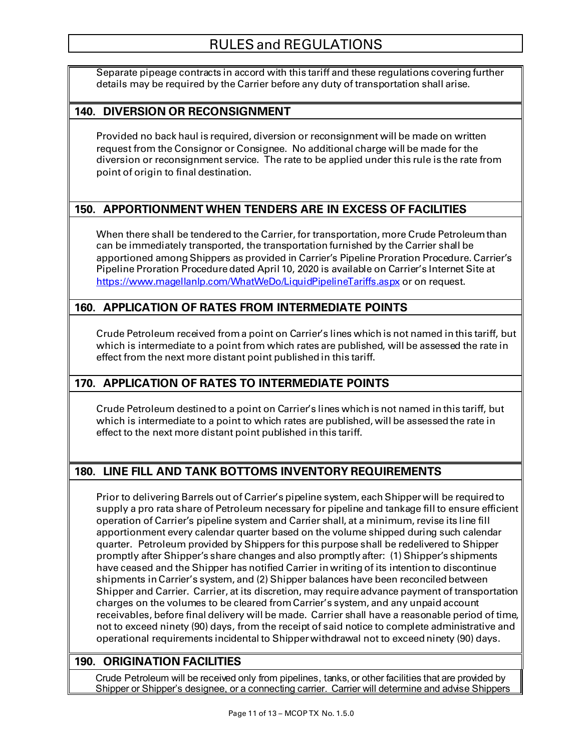# RULES and REGULATIONS

Separate pipeage contracts in accord with this tariff and these regulations covering further details may be required by the Carrier before any duty of transportation shall arise.

## 140. DIVERSION OR RECONSIGNMENT

Provided no back haul is required, diversion or reconsignment will be made on written request from the Consignor or Consignee. No additional charge will be made for the diversion or reconsignment service. The rate to be applied under this rule is the rate from point of origin to final destination.

## 150. APPORTIONMENT WHEN TENDERS ARE IN EXCESS OF FACILITIES

When there shall be tendered to the Carrier, for transportation, more Crude Petroleum than can be immediately transported, the transportation furnished by the Carrier shall be apportioned among Shippers as provided in Carrier's Pipeline Proration Procedure. Carrier's Pipeline Proration Procedure dated April 10, 2020 is available on Carrier's Internet Site at https://www.magellanlp.com/WhatWeDo/LiquidPipelineTariffs.aspx or on request.

## 160. APPLICATION OF RATES FROM INTERMEDIATE POINTS

Crude Petroleum received from a point on Carrier's lines which is not named in this tariff, but which is intermediate to a point from which rates are published, will be assessed the rate in effect from the next more distant point published in this tariff.

## 170. APPLICATION OF RATES TO INTERMEDIATE POINTS

Crude Petroleum destined to a point on Carrier's lines which is not named in this tariff, but which is intermediate to a point to which rates are published, will be assessed the rate in effect to the next more distant point published in this tariff.

## 180. LINE FILL AND TANK BOTTOMS INVENTORY REQUIREMENTS

Prior to delivering Barrels out of Carrier's pipeline system, each Shipper will be required to supply a pro rata share of Petroleum necessary for pipeline and tankage fill to ensure efficient operation of Carrier's pipeline system and Carrier shall, at a minimum, revise its line fill apportionment every calendar quarter based on the volume shipped during such calendar quarter. Petroleum provided by Shippers for this purpose shall be redelivered to Shipper promptly after Shipper's share changes and also promptly after: (1) Shipper's shipments have ceased and the Shipper has notified Carrier in writing of its intention to discontinue shipments in Carrier's system, and (2) Shipper balances have been reconciled between Shipper and Carrier. Carrier, at its discretion, may require advance payment of transportation charges on the volumes to be cleared from Carrier's system, and any unpaid account receivables, before final delivery will be made. Carrier shall have a reasonable period of time, not to exceed ninety (90) days, from the receipt of said notice to complete administrative and operational requirements incidental to Shipper withdrawal not to exceed ninety (90) days.

## 190. ORIGINATION FACILITIES

Crude Petroleum will be received only from pipelines, tanks, or other facilities that are provided by Shipper or Shipper's designee, or a connecting carrier. Carrier will determine and advise Shippers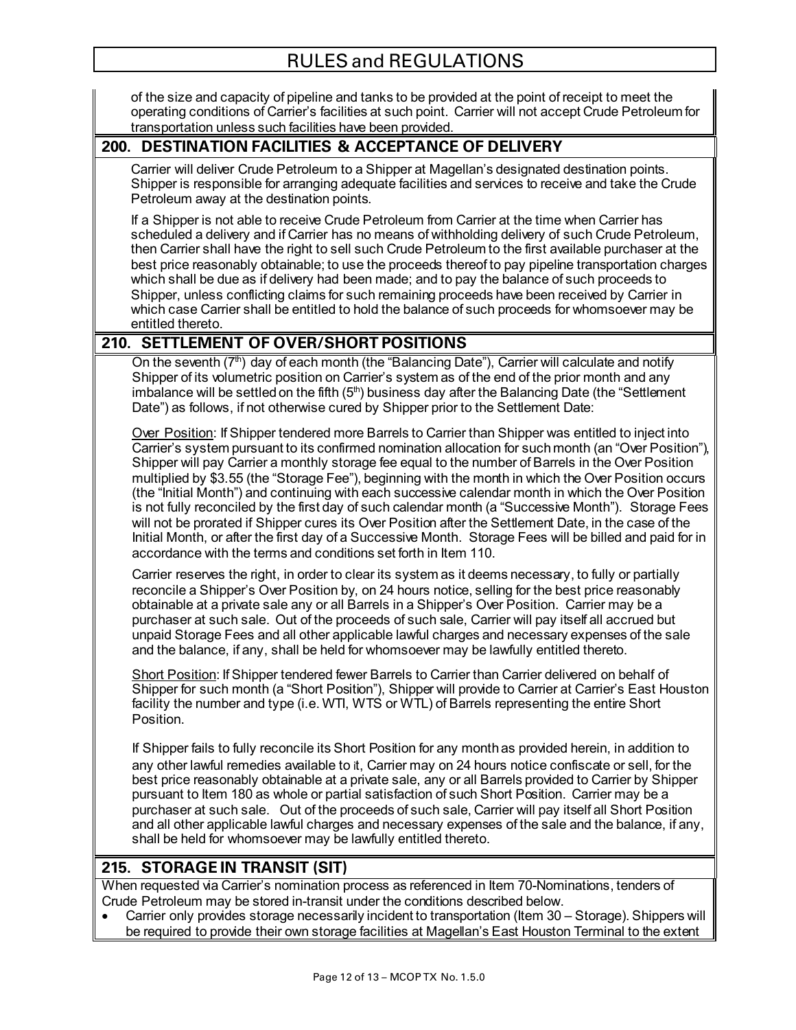of the size and capacity of pipeline and tanks to be provided at the point of receipt to meet the operating conditions of Carrier's facilities at such point. Carrier will not accept Crude Petroleum for transportation unless such facilities have been provided.

## 200. DESTINATION FACILITIES & ACCEPTANCE OF DELIVERY

Carrier will deliver Crude Petroleum to a Shipper at Magellan's designated destination points. Shipper is responsible for arranging adequate facilities and services to receive and take the Crude Petroleum away at the destination points.

If a Shipper is not able to receive Crude Petroleum from Carrier at the time when Carrier has scheduled a delivery and if Carrier has no means of withholding delivery of such Crude Petroleum, then Carrier shall have the right to sell such Crude Petroleum to the first available purchaser at the best price reasonably obtainable; to use the proceeds thereof to pay pipeline transportation charges which shall be due as if delivery had been made; and to pay the balance of such proceeds to Shipper, unless conflicting claims for such remaining proceeds have been received by Carrier in which case Carrier shall be entitled to hold the balance of such proceeds for whomsoever may be entitled thereto.

## 210. SETTLEMENT OF OVER/SHORT POSITIONS

On the seventh (7th) day of each month (the "Balancing Date"), Carrier will calculate and notify Shipper of its volumetric position on Carrier's system as of the end of the prior month and any imbalance will be settled on the fifth (5th) business day after the Balancing Date (the "Settlement Date") as follows, if not otherwise cured by Shipper prior to the Settlement Date:

Over Position: If Shipper tendered more Barrels to Carrier than Shipper was entitled to inject into Carrier's system pursuant to its confirmed nomination allocation for such month (an "Over Position"), Shipper will pay Carrier a monthly storage fee equal to the number of Barrels in the Over Position multiplied by \$3.55 (the "Storage Fee"), beginning with the month in which the Over Position occurs (the "Initial Month") and continuing with each successive calendar month in which the Over Position is not fully reconciled by the first day of such calendar month (a "Successive Month"). Storage Fees will not be prorated if Shipper cures its Over Position after the Settlement Date, in the case of the Initial Month, or after the first day of a Successive Month. Storage Fees will be billed and paid for in accordance with the terms and conditions set forth in Item 110.

Carrier reserves the right, in order to clear its system as it deems necessary, to fully or partially reconcile a Shipper's Over Position by, on 24 hours notice, selling for the best price reasonably obtainable at a private sale any or all Barrels in a Shipper's Over Position. Carrier may be a purchaser at such sale. Out of the proceeds of such sale, Carrier will pay itself all accrued but unpaid Storage Fees and all other applicable lawful charges and necessary expenses of the sale and the balance, if any, shall be held for whomsoever may be lawfully entitled thereto.

Short Position: If Shipper tendered fewer Barrels to Carrier than Carrier delivered on behalf of Shipper for such month (a "Short Position"), Shipper will provide to Carrier at Carrier's East Houston facility the number and type (i.e. WTI, WTS or WTL) of Barrels representing the entire Short Position.

If Shipper fails to fully reconcile its Short Position for any month as provided herein, in addition to any other lawful remedies available to it, Carrier may on 24 hours notice confiscate or sell, for the best price reasonably obtainable at a private sale, any or all Barrels provided to Carrier by Shipper pursuant to Item 180 as whole or partial satisfaction of such Short Position. Carrier may be a purchaser at such sale. Out of the proceeds of such sale, Carrier will pay itself all Short Position and all other applicable lawful charges and necessary expenses of the sale and the balance, if any, shall be held for whomsoever may be lawfully entitled thereto.

## 215. STORAGE IN TRANSIT (SIT)

When requested via Carrier's nomination process as referenced in Item 70-Nominations, tenders of Crude Petroleum may be stored in-transit under the conditions described below.

- Carrier only provides storage necessarily incident to transportation (Item 30 – Storage). Shippers will be required to provide their own storage facilities at Magellan's East Houston Terminal to the extent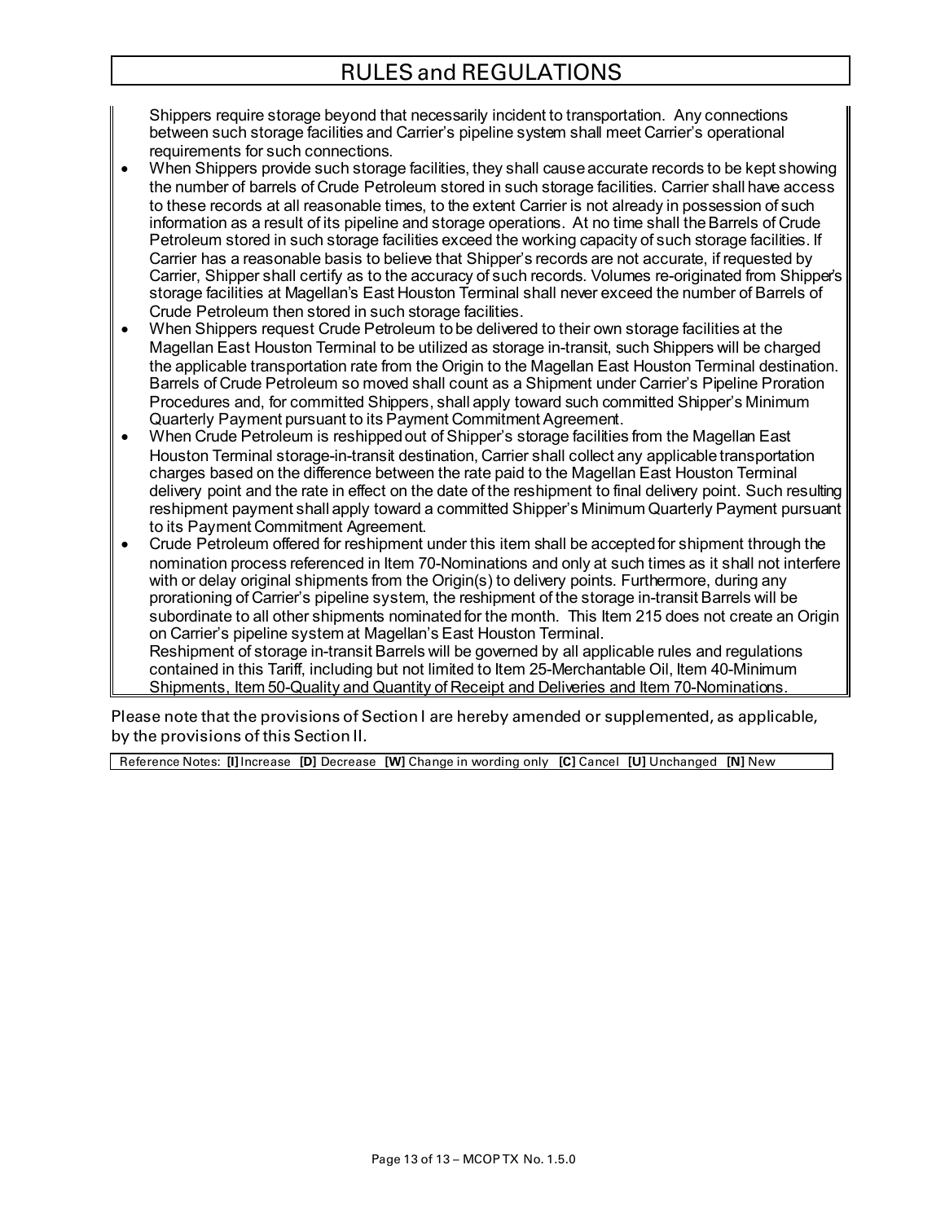# RULES and REGULATIONS

Shippers require storage beyond that necessarily incident to transportation. Any connections between such storage facilities and Carrier's pipeline system shall meet Carrier's operational requirements for such connections.

- When Shippers provide such storage facilities, they shall cause accurate records to be kept showing the number of barrels of Crude Petroleum stored in such storage facilities. Carrier shall have access to these records at all reasonable times, to the extent Carrier is not already in possession of such information as a result of its pipeline and storage operations. At no time shall the Barrels of Crude Petroleum stored in such storage facilities exceed the working capacity of such storage facilities. If Carrier has a reasonable basis to believe that Shipper's records are not accurate, if requested by Carrier, Shipper shall certify as to the accuracy of such records. Volumes re-originated from Shipper's storage facilities at Magellan's East Houston Terminal shall never exceed the number of Barrels of Crude Petroleum then stored in such storage facilities.
- When Shippers request Crude Petroleum to be delivered to their own storage facilities at the Magellan East Houston Terminal to be utilized as storage in-transit, such Shippers will be charged the applicable transportation rate from the Origin to the Magellan East Houston Terminal destination. Barrels of Crude Petroleum so moved shall count as a Shipment under Carrier's Pipeline Proration Procedures and, for committed Shippers, shall apply toward such committed Shipper's Minimum Quarterly Payment pursuant to its Payment Commitment Agreement.
- When Crude Petroleum is reshipped out of Shipper's storage facilities from the Magellan East Houston Terminal storage-in-transit destination, Carrier shall collect any applicable transportation charges based on the difference between the rate paid to the Magellan East Houston Terminal delivery point and the rate in effect on the date of the reshipment to final delivery point. Such resulting reshipment payment shall apply toward a committed Shipper's Minimum Quarterly Payment pursuant to its Payment Commitment Agreement.
- Crude Petroleum offered for reshipment under this item shall be accepted for shipment through the nomination process referenced in Item 70-Nominations and only at such times as it shall not interfere with or delay original shipments from the Origin(s) to delivery points. Furthermore, during any prorationing of Carrier's pipeline system, the reshipment of the storage in-transit Barrels will be subordinate to all other shipments nominated for the month. This Item 215 does not create an Origin on Carrier's pipeline system at Magellan's East Houston Terminal.

  Reshipment of storage in-transit Barrels will be governed by all applicable rules and regulations contained in this Tariff, including but not limited to Item 25-Merchantable Oil, Item 40-Minimum Shipments, Item 50-Quality and Quantity of Receipt and Deliveries and Item 70-Nominations.

Please note that the provisions of Section I are hereby amended or supplemented, as applicable, by the provisions of this Section II.

Reference Notes: **[I]** Increase **[D]** Decrease **[W]** Change in wording only **[C]** Cancel **[U]** Unchanged **[N]** New